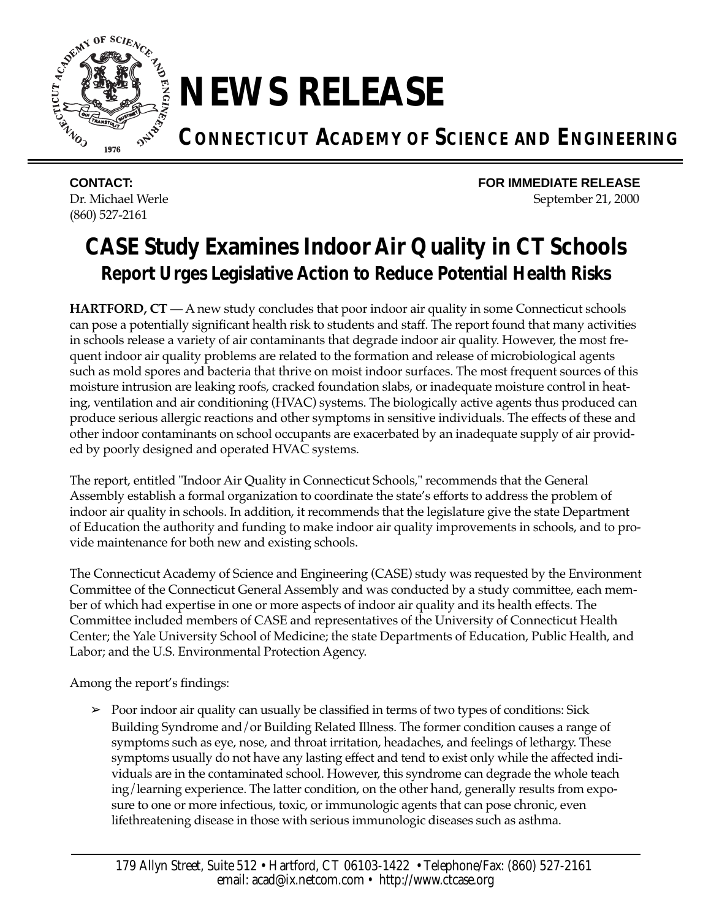# NEWS RELEASE

## CONNECTICUT ACADEMY OF SCIENCE AND ENGINEERING

**CONTACT:**
Dr. Michael Werle
(860) 527-2161

**FOR IMMEDIATE RELEASE**
September 21, 2000

# CASE Study Examines Indoor Air Quality in CT Schools

## Report Urges Legislative Action to Reduce Potential Health Risks

**HARTFORD, CT** — A new study concludes that poor indoor air quality in some Connecticut schools can pose a potentially significant health risk to students and staff. The report found that many activities in schools release a variety of air contaminants that degrade indoor air quality. However, the most frequent indoor air quality problems are related to the formation and release of microbiological agents such as mold spores and bacteria that thrive on moist indoor surfaces. The most frequent sources of this moisture intrusion are leaking roofs, cracked foundation slabs, or inadequate moisture control in heating, ventilation and air conditioning (HVAC) systems. The biologically active agents thus produced can produce serious allergic reactions and other symptoms in sensitive individuals. The effects of these and other indoor contaminants on school occupants are exacerbated by an inadequate supply of air provided by poorly designed and operated HVAC systems.

The report, entitled "Indoor Air Quality in Connecticut Schools," recommends that the General Assembly establish a formal organization to coordinate the state's efforts to address the problem of indoor air quality in schools. In addition, it recommends that the legislature give the state Department of Education the authority and funding to make indoor air quality improvements in schools, and to provide maintenance for both new and existing schools.

The Connecticut Academy of Science and Engineering (CASE) study was requested by the Environment Committee of the Connecticut General Assembly and was conducted by a study committee, each member of which had expertise in one or more aspects of indoor air quality and its health effects. The Committee included members of CASE and representatives of the University of Connecticut Health Center; the Yale University School of Medicine; the state Departments of Education, Public Health, and Labor; and the U.S. Environmental Protection Agency.

Among the report's findings:

- Poor indoor air quality can usually be classified in terms of two types of conditions: Sick Building Syndrome and/or Building Related Illness. The former condition causes a range of symptoms such as eye, nose, and throat irritation, headaches, and feelings of lethargy. These symptoms usually do not have any lasting effect and tend to exist only while the affected individuals are in the contaminated school. However, this syndrome can degrade the whole teaching/learning experience. The latter condition, on the other hand, generally results from exposure to one or more infectious, toxic, or immunologic agents that can pose chronic, even lifethreatening disease in those with serious immunologic diseases such as asthma.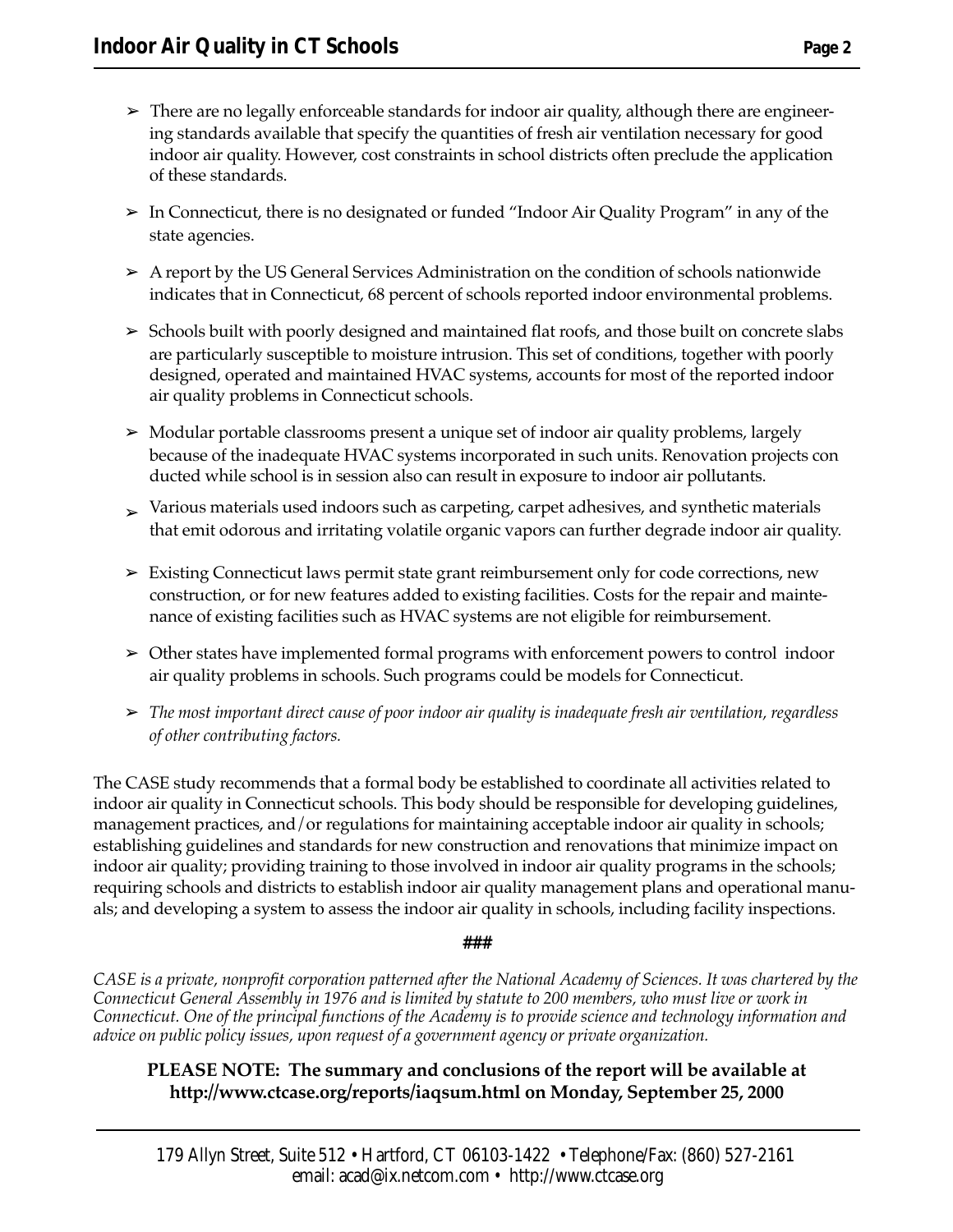- There are no legally enforceable standards for indoor air quality, although there are engineering standards available that specify the quantities of fresh air ventilation necessary for good indoor air quality. However, cost constraints in school districts often preclude the application of these standards.
- In Connecticut, there is no designated or funded "Indoor Air Quality Program" in any of the state agencies.
- A report by the US General Services Administration on the condition of schools nationwide indicates that in Connecticut, 68 percent of schools reported indoor environmental problems.
- Schools built with poorly designed and maintained flat roofs, and those built on concrete slabs are particularly susceptible to moisture intrusion. This set of conditions, together with poorly designed, operated and maintained HVAC systems, accounts for most of the reported indoor air quality problems in Connecticut schools.
- Modular portable classrooms present a unique set of indoor air quality problems, largely because of the inadequate HVAC systems incorporated in such units. Renovation projects con ducted while school is in session also can result in exposure to indoor air pollutants.
- Various materials used indoors such as carpeting, carpet adhesives, and synthetic materials that emit odorous and irritating volatile organic vapors can further degrade indoor air quality.
- Existing Connecticut laws permit state grant reimbursement only for code corrections, new construction, or for new features added to existing facilities. Costs for the repair and maintenance of existing facilities such as HVAC systems are not eligible for reimbursement.
- Other states have implemented formal programs with enforcement powers to control indoor air quality problems in schools. Such programs could be models for Connecticut.
- *The most important direct cause of poor indoor air quality is inadequate fresh air ventilation, regardless of other contributing factors.*

The CASE study recommends that a formal body be established to coordinate all activities related to indoor air quality in Connecticut schools. This body should be responsible for developing guidelines, management practices, and/or regulations for maintaining acceptable indoor air quality in schools; establishing guidelines and standards for new construction and renovations that minimize impact on indoor air quality; providing training to those involved in indoor air quality programs in the schools; requiring schools and districts to establish indoor air quality management plans and operational manuals; and developing a system to assess the indoor air quality in schools, including facility inspections.

**###**

*CASE is a private, nonprofit corporation patterned after the National Academy of Sciences. It was chartered by the Connecticut General Assembly in 1976 and is limited by statute to 200 members, who must live or work in Connecticut. One of the principal functions of the Academy is to provide science and technology information and advice on public policy issues, upon request of a government agency or private organization.*

**PLEASE NOTE: The summary and conclusions of the report will be available at http://www.ctcase.org/reports/iaqsum.html on Monday, September 25, 2000**

179 Allyn Street, Suite 512 • Hartford, CT 06103-1422 • Telephone/Fax: (860) 527-2161
email: acad@ix.netcom.com • http://www.ctcase.org